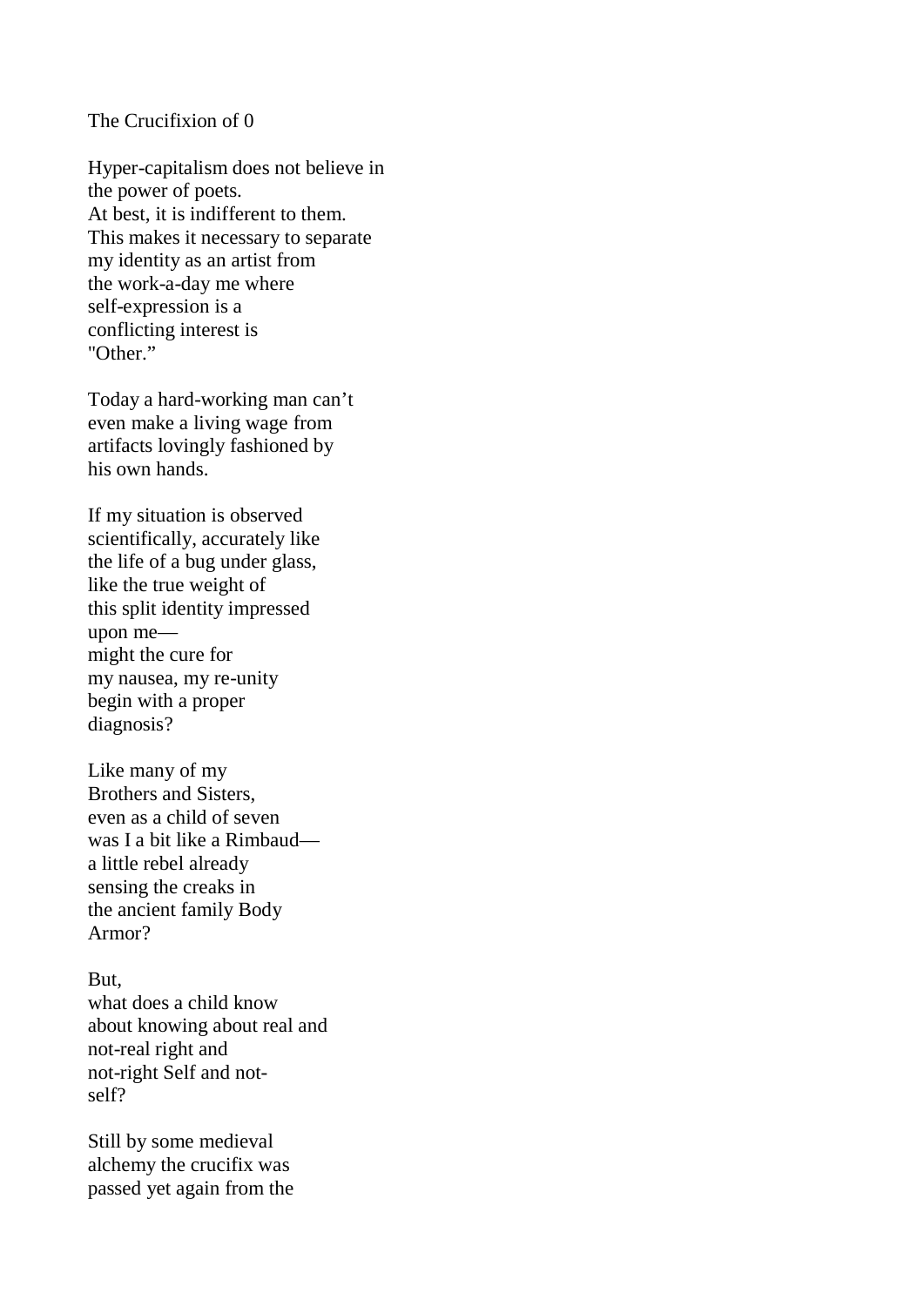The Crucifixion of 0

Hyper-capitalism does not believe in  
the power of poets.  
At best, it is indifferent to them.  
This makes it necessary to separate  
my identity as an artist from  
the work-a-day me where  
self-expression is a  
conflicting interest is  
"Other."

Today a hard-working man can't  
even make a living wage from  
artifacts lovingly fashioned by  
his own hands.

If my situation is observed  
scientifically, accurately like  
the life of a bug under glass,  
like the true weight of  
this split identity impressed  
upon me—  
might the cure for  
my nausea, my re-unity  
begin with a proper  
diagnosis?

Like many of my  
Brothers and Sisters,  
even as a child of seven  
was I a bit like a Rimbaud—  
a little rebel already  
sensing the creaks in  
the ancient family Body  
Armor?

But,  
what does a child know  
about knowing about real and  
not-real right and  
not-right Self and not-  
self?

Still by some medieval  
alchemy the crucifix was  
passed yet again from the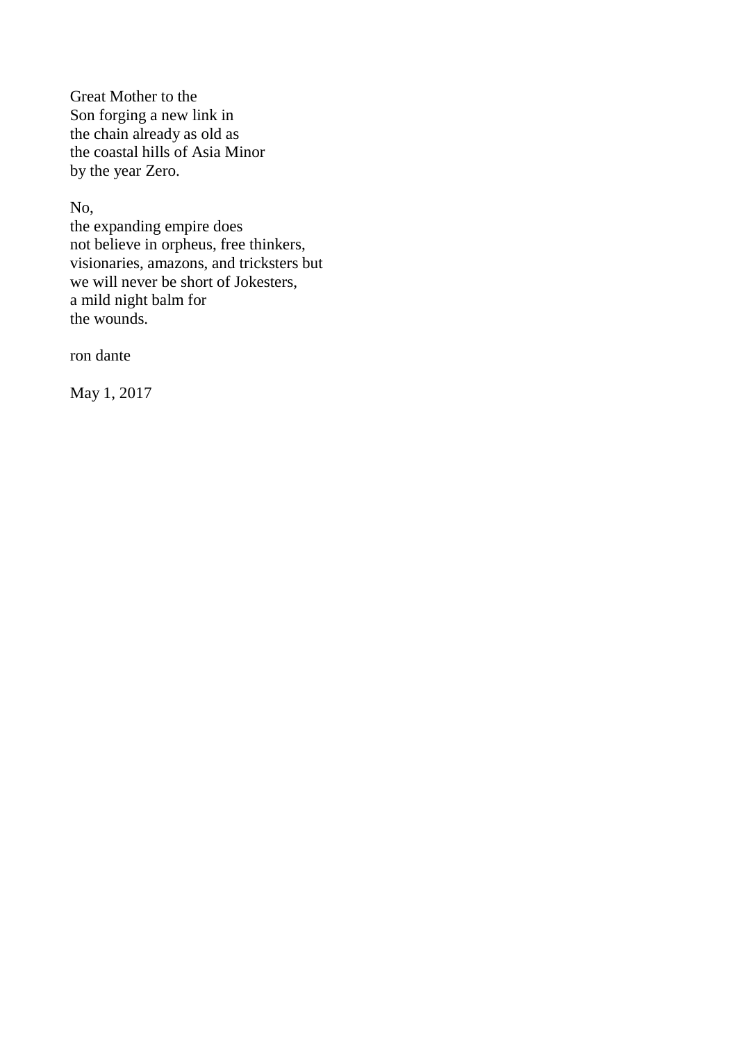Great Mother to the  
Son forging a new link in  
the chain already as old as  
the coastal hills of Asia Minor  
by the year Zero.

No,  
the expanding empire does  
not believe in orpheus, free thinkers,  
visionaries, amazons, and tricksters but  
we will never be short of Jokesters,  
a mild night balm for  
the wounds.

ron dante

May 1, 2017